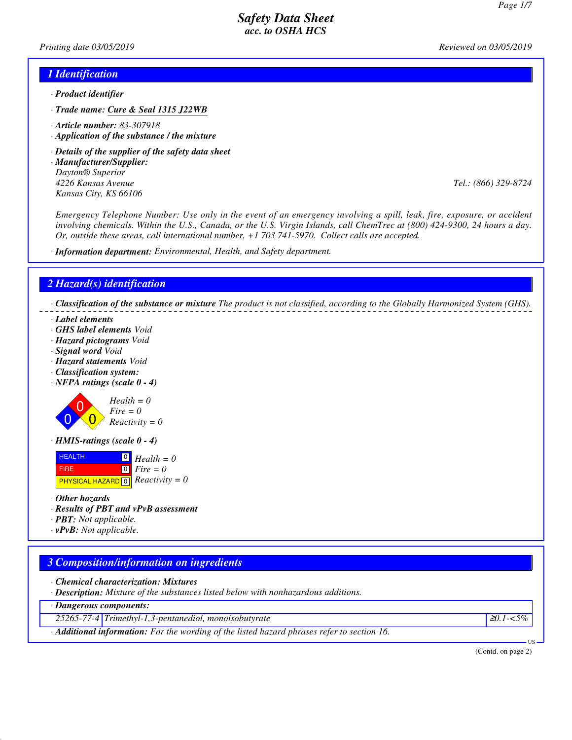# Safety Data Sheet
*acc. to OSHA HCS*

*Printing date 03/05/2019* *Reviewed on 03/05/2019*

## 1 Identification

· **Product identifier**

· **Trade name:** **Cure & Seal 1315 J22WB**

· **Article number:** 83-307918

· **Application of the substance / the mixture**

· **Details of the supplier of the safety data sheet**

· **Manufacturer/Supplier:**
Dayton® Superior
4226 Kansas Avenue
Kansas City, KS 66106
Tel.: (866) 329-8724

Emergency Telephone Number: Use only in the event of an emergency involving a spill, leak, fire, exposure, or accident involving chemicals. Within the U.S., Canada, or the U.S. Virgin Islands, call ChemTrec at (800) 424-9300, 24 hours a day. Or, outside these areas, call international number, +1 703 741-5970. Collect calls are accepted.

· **Information department:** Environmental, Health, and Safety department.

## 2 Hazard(s) identification

· **Classification of the substance or mixture** The product is not classified, according to the Globally Harmonized System (GHS).

· **Label elements**
· **GHS label elements** Void
· **Hazard pictograms** Void
· **Signal word** Void
· **Hazard statements** Void
· **Classification system:**
· **NFPA ratings (scale 0 - 4)**

Health = 0
Fire = 0
Reactivity = 0

· **HMIS-ratings (scale 0 - 4)**

| | | |
|---|---|---|
| HEALTH | 0 | Health = 0 |
| FIRE | 0 | Fire = 0 |
| PHYSICAL HAZARD | 0 | Reactivity = 0 |

· **Other hazards**
· **Results of PBT and vPvB assessment**
· **PBT:** Not applicable.
· **vPvB:** Not applicable.

## 3 Composition/information on ingredients

· **Chemical characterization: Mixtures**
· **Description:** Mixture of the substances listed below with nonhazardous additions.

| · Dangerous components: | | |
|---|---|---|
| 25265-77-4 | Trimethyl-1,3-pentanediol, monoisobutyrate | ≥0.1-<5% |

· **Additional information:** For the wording of the listed hazard phrases refer to section 16.

(Contd. on page 2)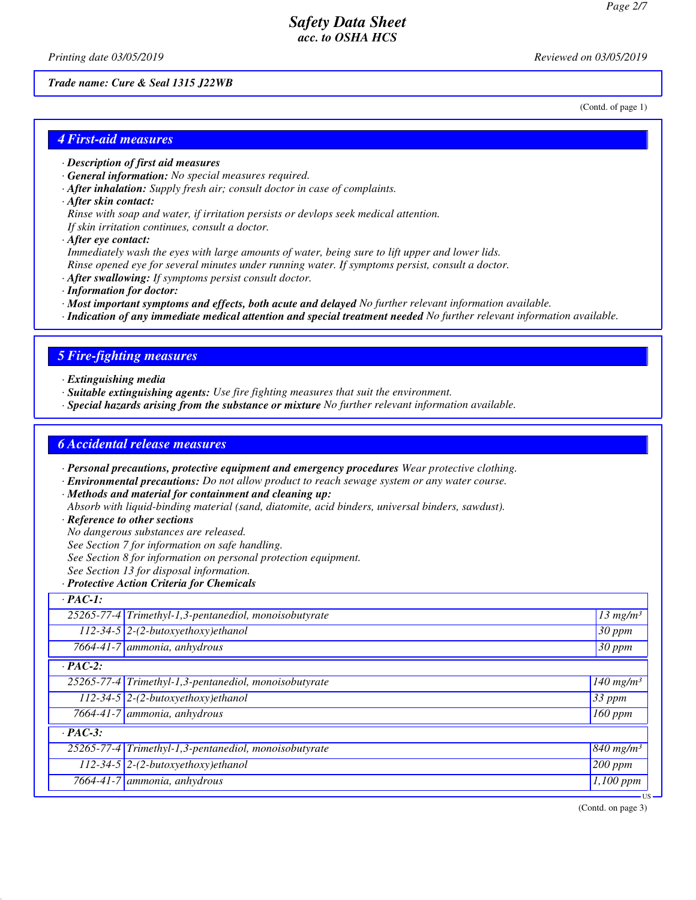Trade name: Cure & Seal 1315 J22WB

(Contd. of page 1)

## 4 First-aid measures

- **Description of first aid measures**
- **General information:** No special measures required.
- **After inhalation:** Supply fresh air; consult doctor in case of complaints.
- **After skin contact:**
  Rinse with soap and water, if irritation persists or devlops seek medical attention.
  If skin irritation continues, consult a doctor.
- **After eye contact:**
  Immediately wash the eyes with large amounts of water, being sure to lift upper and lower lids.
  Rinse opened eye for several minutes under running water. If symptoms persist, consult a doctor.
- **After swallowing:** If symptoms persist consult doctor.
- **Information for doctor:**
- **Most important symptoms and effects, both acute and delayed** No further relevant information available.
- **Indication of any immediate medical attention and special treatment needed** No further relevant information available.

## 5 Fire-fighting measures

- **Extinguishing media**
- **Suitable extinguishing agents:** Use fire fighting measures that suit the environment.
- **Special hazards arising from the substance or mixture** No further relevant information available.

## 6 Accidental release measures

- **Personal precautions, protective equipment and emergency procedures** Wear protective clothing.
- **Environmental precautions:** Do not allow product to reach sewage system or any water course.
- **Methods and material for containment and cleaning up:**
  Absorb with liquid-binding material (sand, diatomite, acid binders, universal binders, sawdust).
- **Reference to other sections**
  No dangerous substances are released.
  See Section 7 for information on safe handling.
  See Section 8 for information on personal protection equipment.
  See Section 13 for disposal information.
- **Protective Action Criteria for Chemicals**

| · PAC-1: | | |
|---|---|---|
| 25265-77-4 | Trimethyl-1,3-pentanediol, monoisobutyrate | 13 mg/m³ |
| 112-34-5 | 2-(2-butoxyethoxy)ethanol | 30 ppm |
| 7664-41-7 | ammonia, anhydrous | 30 ppm |
| **· PAC-2:** | | |
| 25265-77-4 | Trimethyl-1,3-pentanediol, monoisobutyrate | 140 mg/m³ |
| 112-34-5 | 2-(2-butoxyethoxy)ethanol | 33 ppm |
| 7664-41-7 | ammonia, anhydrous | 160 ppm |
| **· PAC-3:** | | |
| 25265-77-4 | Trimethyl-1,3-pentanediol, monoisobutyrate | 840 mg/m³ |
| 112-34-5 | 2-(2-butoxyethoxy)ethanol | 200 ppm |
| 7664-41-7 | ammonia, anhydrous | 1,100 ppm |

(Contd. on page 3)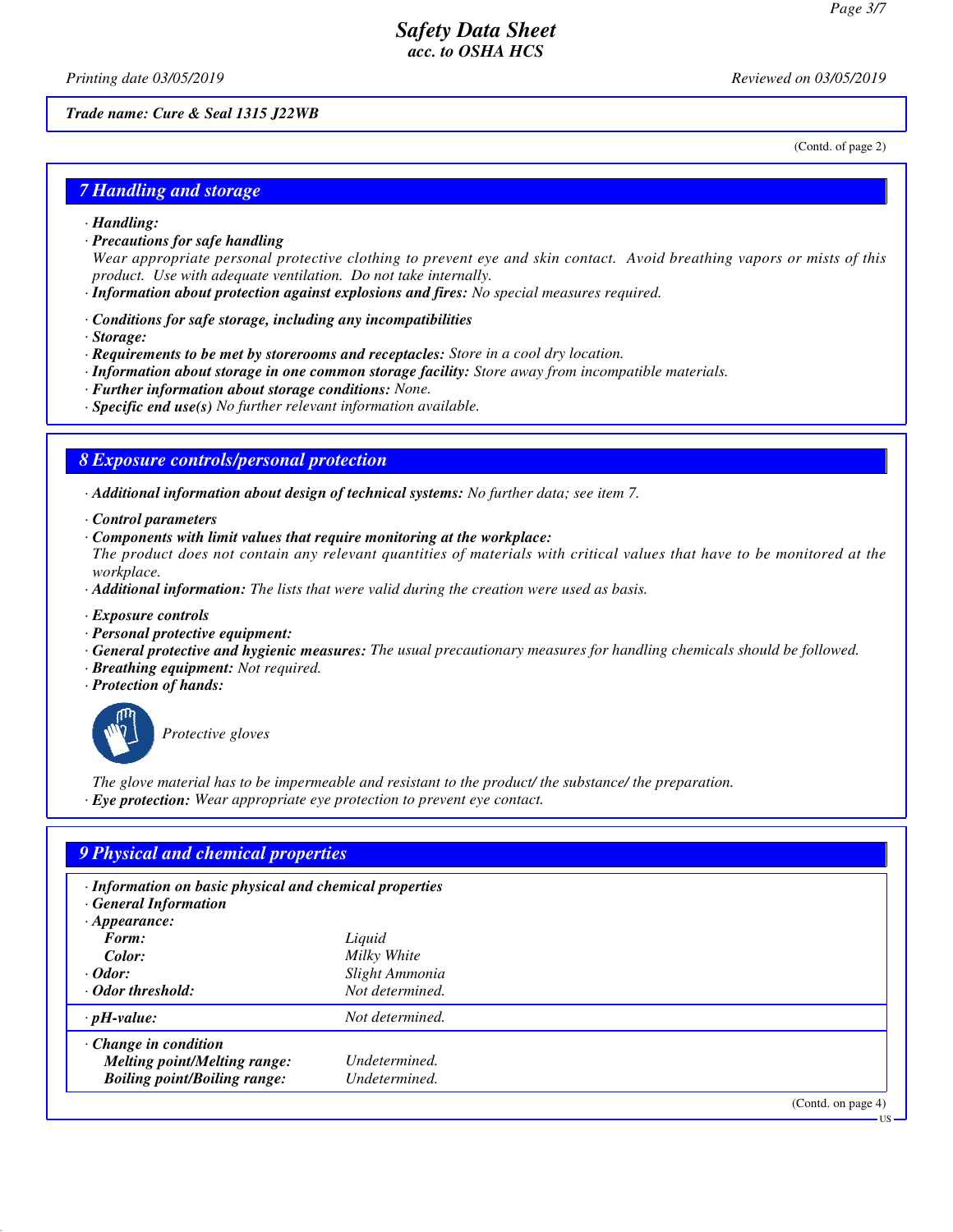Trade name: Cure & Seal 1315 J22WB

(Contd. of page 2)

## 7 Handling and storage

· **Handling:**
· **Precautions for safe handling**
Wear appropriate personal protective clothing to prevent eye and skin contact. Avoid breathing vapors or mists of this product. Use with adequate ventilation. Do not take internally.
· **Information about protection against explosions and fires:** No special measures required.

· **Conditions for safe storage, including any incompatibilities**
· **Storage:**
· **Requirements to be met by storerooms and receptacles:** Store in a cool dry location.
· **Information about storage in one common storage facility:** Store away from incompatible materials.
· **Further information about storage conditions:** None.
· **Specific end use(s)** No further relevant information available.

## 8 Exposure controls/personal protection

· **Additional information about design of technical systems:** No further data; see item 7.

· **Control parameters**
· **Components with limit values that require monitoring at the workplace:**
The product does not contain any relevant quantities of materials with critical values that have to be monitored at the workplace.
· **Additional information:** The lists that were valid during the creation were used as basis.

· **Exposure controls**
· **Personal protective equipment:**
· **General protective and hygienic measures:** The usual precautionary measures for handling chemicals should be followed.
· **Breathing equipment:** Not required.
· **Protection of hands:**

Protective gloves

The glove material has to be impermeable and resistant to the product/ the substance/ the preparation.
· **Eye protection:** Wear appropriate eye protection to prevent eye contact.

## 9 Physical and chemical properties

| | |
|---|---|
| · **Information on basic physical and chemical properties** | |
| · **General Information** | |
| · **Appearance:** | |
| **Form:** | Liquid |
| **Color:** | Milky White |
| · **Odor:** | Slight Ammonia |
| · **Odor threshold:** | Not determined. |
| · **pH-value:** | Not determined. |
| · **Change in condition** | |
| **Melting point/Melting range:** | Undetermined. |
| **Boiling point/Boiling range:** | Undetermined. |

(Contd. on page 4)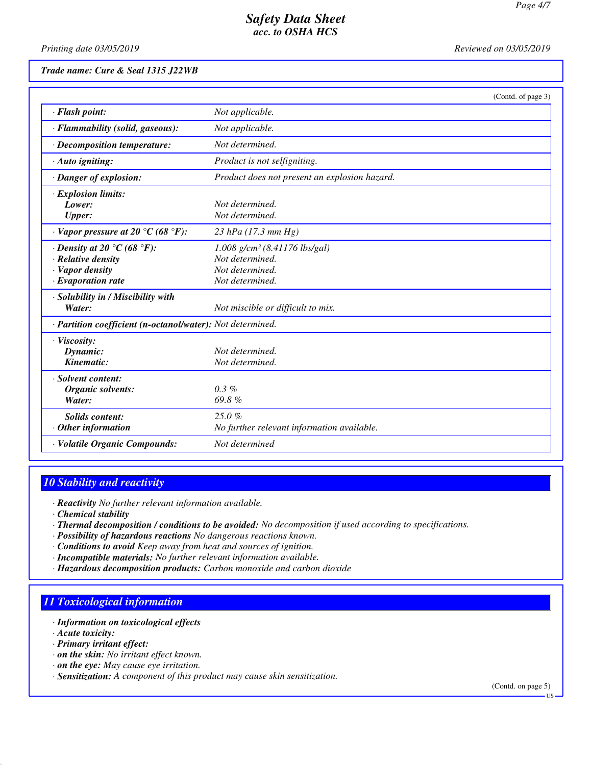**Trade name: Cure & Seal 1315 J22WB**

(Contd. of page 3)

| | |
|---|---|
| · **Flash point:** | Not applicable. |
| · **Flammability (solid, gaseous):** | Not applicable. |
| · **Decomposition temperature:** | Not determined. |
| · **Auto igniting:** | Product is not selfigniting. |
| · **Danger of explosion:** | Product does not present an explosion hazard. |
| · **Explosion limits:** | |
| **Lower:** | Not determined. |
| **Upper:** | Not determined. |
| · **Vapor pressure at 20 °C (68 °F):** | 23 hPa (17.3 mm Hg) |
| · **Density at 20 °C (68 °F):** | 1.008 g/cm³ (8.41176 lbs/gal) |
| · **Relative density** | Not determined. |
| · **Vapor density** | Not determined. |
| · **Evaporation rate** | Not determined. |
| · **Solubility in / Miscibility with** | |
| **Water:** | Not miscible or difficult to mix. |
| · **Partition coefficient (n-octanol/water):** | Not determined. |
| · **Viscosity:** | |
| **Dynamic:** | Not determined. |
| **Kinematic:** | Not determined. |
| · **Solvent content:** | |
| **Organic solvents:** | 0.3 % |
| **Water:** | 69.8 % |
| **Solids content:** | 25.0 % |
| · **Other information** | No further relevant information available. |
| · **Volatile Organic Compounds:** | Not determined |

## 10 Stability and reactivity

· **Reactivity** No further relevant information available.
· **Chemical stability**
· **Thermal decomposition / conditions to be avoided:** No decomposition if used according to specifications.
· **Possibility of hazardous reactions** No dangerous reactions known.
· **Conditions to avoid** Keep away from heat and sources of ignition.
· **Incompatible materials:** No further relevant information available.
· **Hazardous decomposition products:** Carbon monoxide and carbon dioxide

## 11 Toxicological information

· **Information on toxicological effects**
· **Acute toxicity:**
· **Primary irritant effect:**
· **on the skin:** No irritant effect known.
· **on the eye:** May cause eye irritation.
· **Sensitization:** A component of this product may cause skin sensitization.

(Contd. on page 5)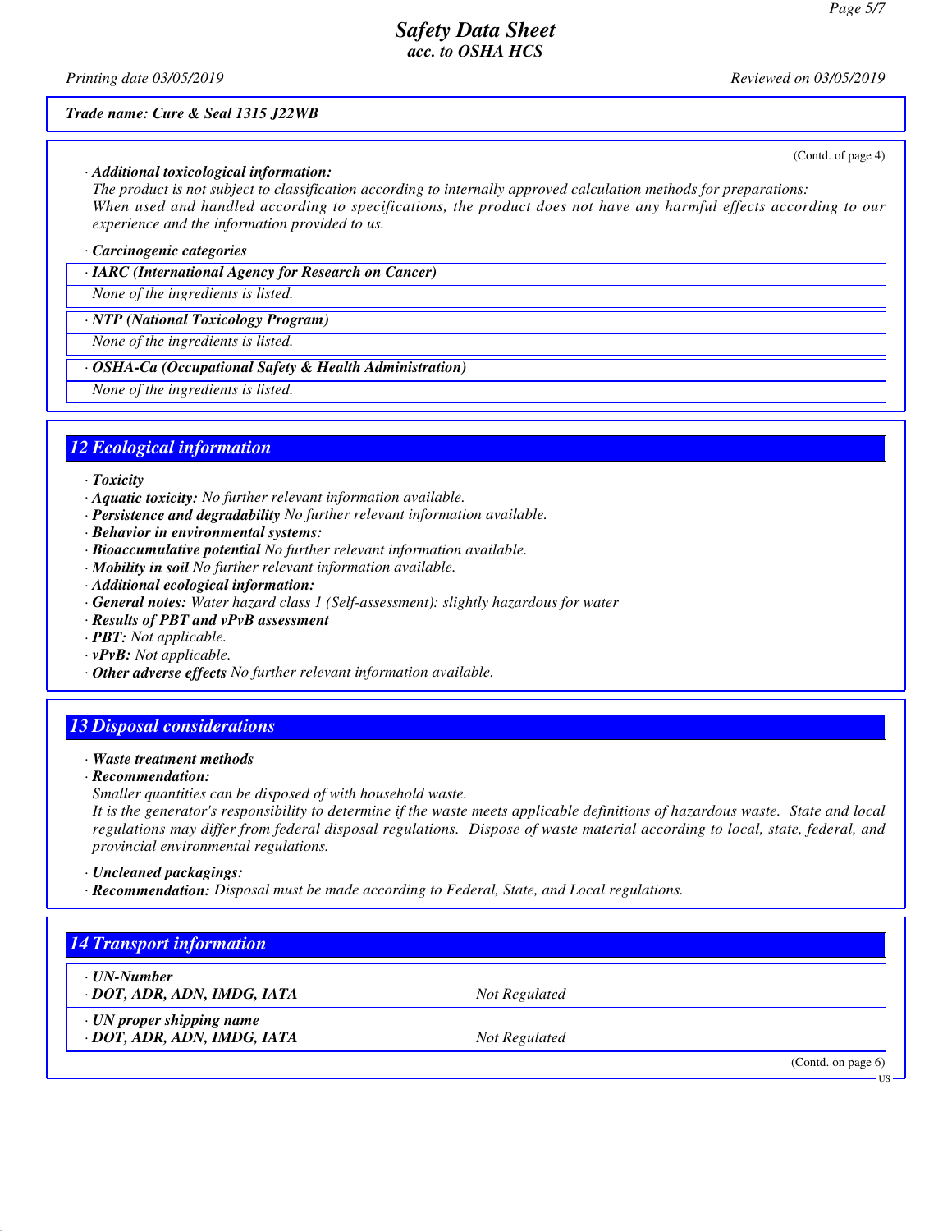*Trade name: Cure & Seal 1315 J22WB*

(Contd. of page 4)

· ***Additional toxicological information:***
*The product is not subject to classification according to internally approved calculation methods for preparations:*
*When used and handled according to specifications, the product does not have any harmful effects according to our experience and the information provided to us.*

· ***Carcinogenic categories***

| · **IARC (International Agency for Research on Cancer)** |
|---|
| *None of the ingredients is listed.* |

| · **NTP (National Toxicology Program)** |
|---|
| *None of the ingredients is listed.* |

| · **OSHA-Ca (Occupational Safety & Health Administration)** |
|---|
| *None of the ingredients is listed.* |

## 12 Ecological information

· ***Toxicity***
· ***Aquatic toxicity:*** *No further relevant information available.*
· ***Persistence and degradability*** *No further relevant information available.*
· ***Behavior in environmental systems:***
· ***Bioaccumulative potential*** *No further relevant information available.*
· ***Mobility in soil*** *No further relevant information available.*
· ***Additional ecological information:***
· ***General notes:*** *Water hazard class 1 (Self-assessment): slightly hazardous for water*
· ***Results of PBT and vPvB assessment***
· ***PBT:*** *Not applicable.*
· ***vPvB:*** *Not applicable.*
· ***Other adverse effects*** *No further relevant information available.*

## 13 Disposal considerations

· ***Waste treatment methods***
· ***Recommendation:***
*Smaller quantities can be disposed of with household waste.*
*It is the generator's responsibility to determine if the waste meets applicable definitions of hazardous waste. State and local regulations may differ from federal disposal regulations. Dispose of waste material according to local, state, federal, and provincial environmental regulations.*

· ***Uncleaned packagings:***
· ***Recommendation:*** *Disposal must be made according to Federal, State, and Local regulations.*

## 14 Transport information

| · **UN-Number** | |
|---|---|
| · **DOT, ADR, ADN, IMDG, IATA** | *Not Regulated* |

| · **UN proper shipping name** | |
|---|---|
| · **DOT, ADR, ADN, IMDG, IATA** | *Not Regulated* |

(Contd. on page 6)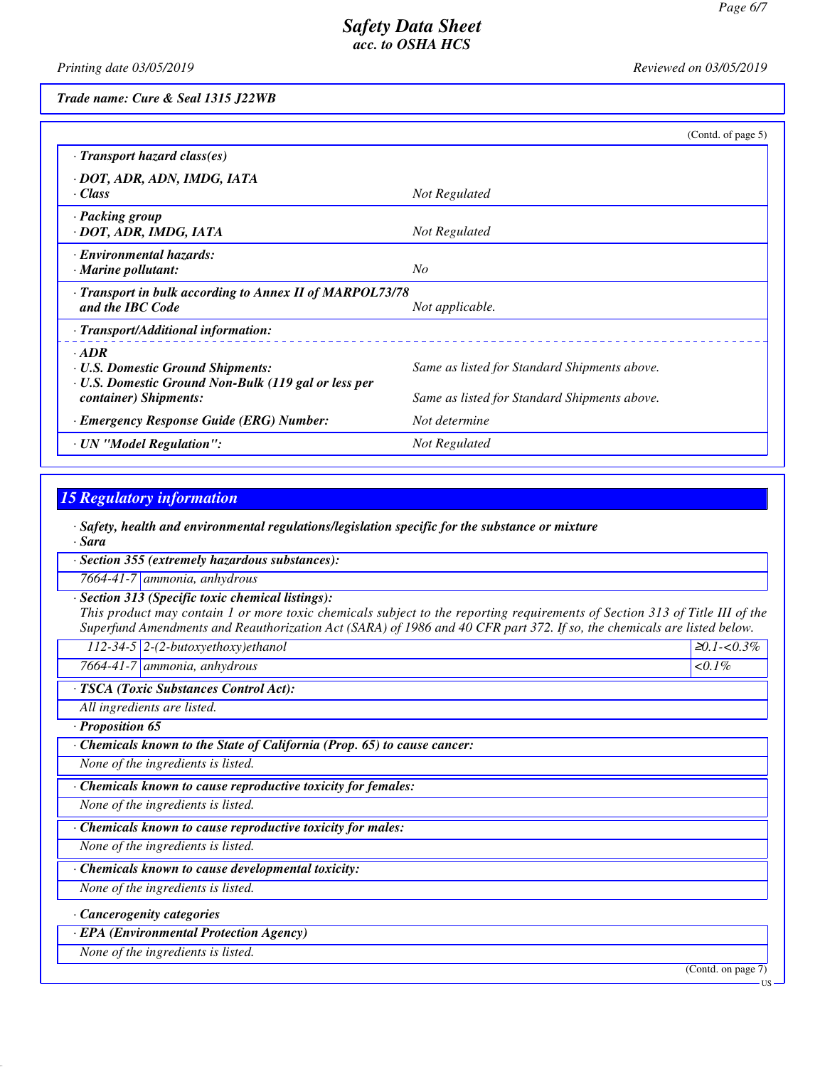*Trade name: Cure & Seal 1315 J22WB*

(Contd. of page 5)

| | |
|---|---|
| **· Transport hazard class(es)** | |
| **· DOT, ADR, ADN, IMDG, IATA** | |
| **· Class** | *Not Regulated* |
| **· Packing group** | |
| **· DOT, ADR, IMDG, IATA** | *Not Regulated* |
| **· Environmental hazards:** | |
| **· Marine pollutant:** | *No* |
| **· Transport in bulk according to Annex II of MARPOL73/78 and the IBC Code** | *Not applicable.* |
| **· Transport/Additional information:** | |
| **· ADR** | |
| **· U.S. Domestic Ground Shipments:** | *Same as listed for Standard Shipments above.* |
| **· U.S. Domestic Ground Non-Bulk (119 gal or less per container) Shipments:** | *Same as listed for Standard Shipments above.* |
| **· Emergency Response Guide (ERG) Number:** | *Not determine* |
| **· UN "Model Regulation":** | *Not Regulated* |

## 15 Regulatory information

**· Safety, health and environmental regulations/legislation specific for the substance or mixture**

**· Sara**

**· Section 355 (extremely hazardous substances):**

| | |
|---|---|
| 7664-41-7 | ammonia, anhydrous |

**· Section 313 (Specific toxic chemical listings):**

*This product may contain 1 or more toxic chemicals subject to the reporting requirements of Section 313 of Title III of the Superfund Amendments and Reauthorization Act (SARA) of 1986 and 40 CFR part 372. If so, the chemicals are listed below.*

| | | |
|---|---|---|
| 112-34-5 | 2-(2-butoxyethoxy)ethanol | ≥0.1-<0.3% |
| 7664-41-7 | ammonia, anhydrous | <0.1% |

**· TSCA (Toxic Substances Control Act):**

*All ingredients are listed.*

**· Proposition 65**

**· Chemicals known to the State of California (Prop. 65) to cause cancer:**

*None of the ingredients is listed.*

**· Chemicals known to cause reproductive toxicity for females:**

*None of the ingredients is listed.*

**· Chemicals known to cause reproductive toxicity for males:**

*None of the ingredients is listed.*

**· Chemicals known to cause developmental toxicity:**

*None of the ingredients is listed.*

**· Cancerogenity categories**

**· EPA (Environmental Protection Agency)**

*None of the ingredients is listed.*

(Contd. on page 7)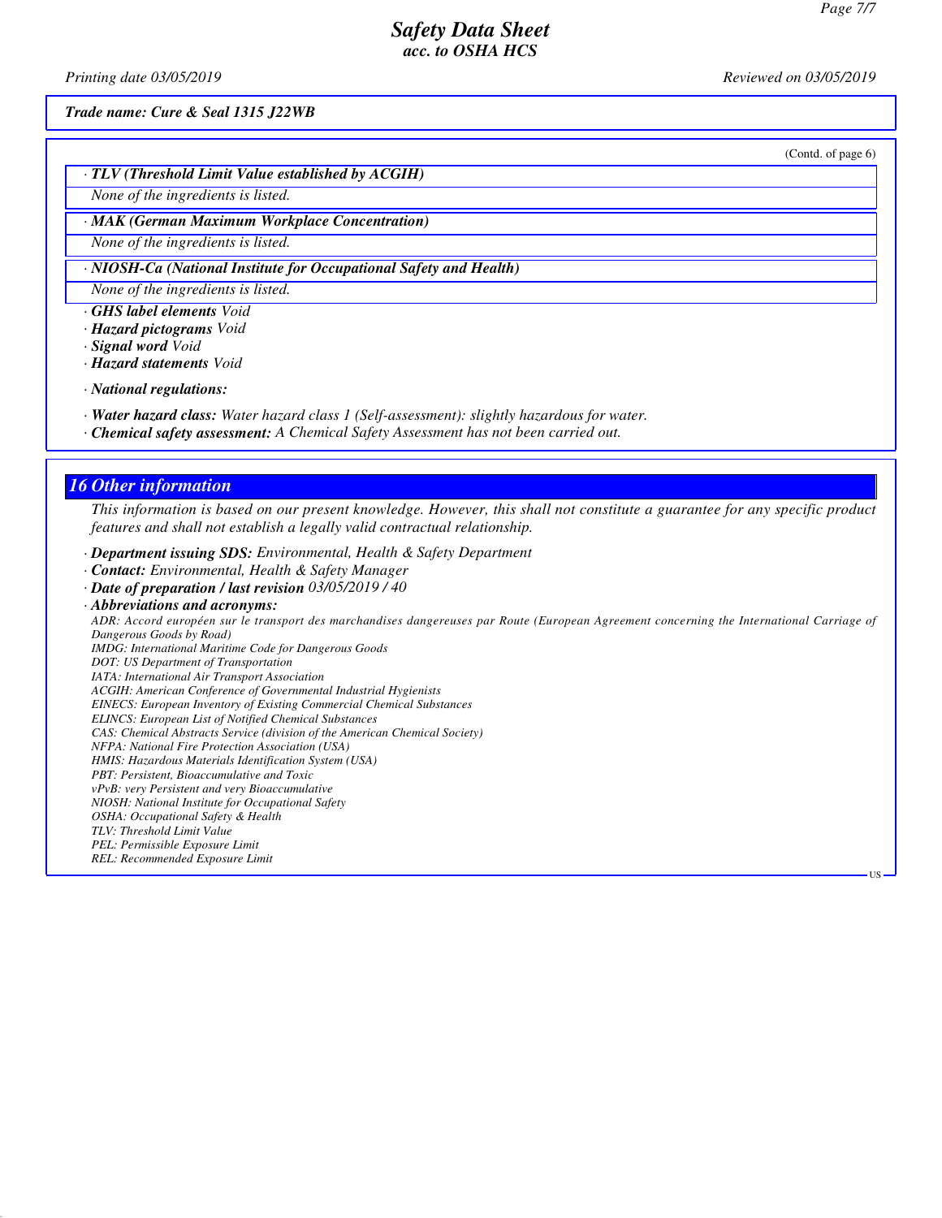Trade name: Cure & Seal 1315 J22WB

(Contd. of page 6)

· **TLV (Threshold Limit Value established by ACGIH)**

None of the ingredients is listed.

· **MAK (German Maximum Workplace Concentration)**

None of the ingredients is listed.

· **NIOSH-Ca (National Institute for Occupational Safety and Health)**

None of the ingredients is listed.

· **GHS label elements** Void
· **Hazard pictograms** Void
· **Signal word** Void
· **Hazard statements** Void

· **National regulations:**

· **Water hazard class:** Water hazard class 1 (Self-assessment): slightly hazardous for water.
· **Chemical safety assessment:** A Chemical Safety Assessment has not been carried out.

## 16 Other information

This information is based on our present knowledge. However, this shall not constitute a guarantee for any specific product features and shall not establish a legally valid contractual relationship.

· **Department issuing SDS:** Environmental, Health & Safety Department
· **Contact:** Environmental, Health & Safety Manager
· **Date of preparation / last revision** 03/05/2019 / 40
· **Abbreviations and acronyms:**

ADR: Accord européen sur le transport des marchandises dangereuses par Route (European Agreement concerning the International Carriage of Dangerous Goods by Road)
IMDG: International Maritime Code for Dangerous Goods
DOT: US Department of Transportation
IATA: International Air Transport Association
ACGIH: American Conference of Governmental Industrial Hygienists
EINECS: European Inventory of Existing Commercial Chemical Substances
ELINCS: European List of Notified Chemical Substances
CAS: Chemical Abstracts Service (division of the American Chemical Society)
NFPA: National Fire Protection Association (USA)
HMIS: Hazardous Materials Identification System (USA)
PBT: Persistent, Bioaccumulative and Toxic
vPvB: very Persistent and very Bioaccumulative
NIOSH: National Institute for Occupational Safety
OSHA: Occupational Safety & Health
TLV: Threshold Limit Value
PEL: Permissible Exposure Limit
REL: Recommended Exposure Limit